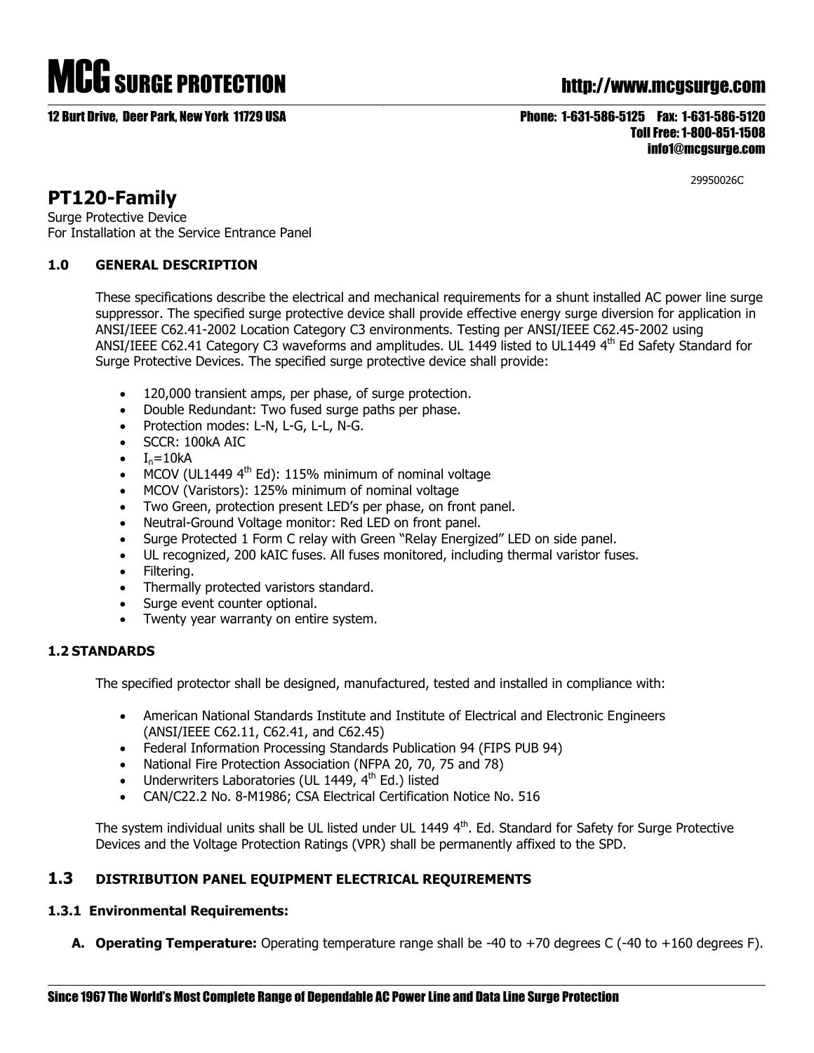# MCG SURGE PROTECTION

http://www.mcgsurge.com

12 Burt Drive, Deer Park, New York 11729 USA

Phone: 1-631-586-5125 Fax: 1-631-586-5120
Toll Free: 1-800-851-1508
info1@mcgsurge.com

29950026C

## PT120-Family

Surge Protective Device
For Installation at the Service Entrance Panel

### 1.0 GENERAL DESCRIPTION

These specifications describe the electrical and mechanical requirements for a shunt installed AC power line surge suppressor. The specified surge protective device shall provide effective energy surge diversion for application in ANSI/IEEE C62.41-2002 Location Category C3 environments. Testing per ANSI/IEEE C62.45-2002 using ANSI/IEEE C62.41 Category C3 waveforms and amplitudes. UL 1449 listed to UL1449 4th Ed Safety Standard for Surge Protective Devices. The specified surge protective device shall provide:

- 120,000 transient amps, per phase, of surge protection.
- Double Redundant: Two fused surge paths per phase.
- Protection modes: L-N, L-G, L-L, N-G.
- SCCR: 100kA AIC
- $I_n$=10kA
- MCOV (UL1449 4th Ed): 115% minimum of nominal voltage
- MCOV (Varistors): 125% minimum of nominal voltage
- Two Green, protection present LED's per phase, on front panel.
- Neutral-Ground Voltage monitor: Red LED on front panel.
- Surge Protected 1 Form C relay with Green "Relay Energized" LED on side panel.
- UL recognized, 200 kAIC fuses. All fuses monitored, including thermal varistor fuses.
- Filtering.
- Thermally protected varistors standard.
- Surge event counter optional.
- Twenty year warranty on entire system.

### 1.2 STANDARDS

The specified protector shall be designed, manufactured, tested and installed in compliance with:

- American National Standards Institute and Institute of Electrical and Electronic Engineers (ANSI/IEEE C62.11, C62.41, and C62.45)
- Federal Information Processing Standards Publication 94 (FIPS PUB 94)
- National Fire Protection Association (NFPA 20, 70, 75 and 78)
- Underwriters Laboratories (UL 1449, 4th Ed.) listed
- CAN/C22.2 No. 8-M1986; CSA Electrical Certification Notice No. 516

The system individual units shall be UL listed under UL 1449 4th. Ed. Standard for Safety for Surge Protective Devices and the Voltage Protection Ratings (VPR) shall be permanently affixed to the SPD.

### 1.3 DISTRIBUTION PANEL EQUIPMENT ELECTRICAL REQUIREMENTS

#### 1.3.1 Environmental Requirements:

**A. Operating Temperature:** Operating temperature range shall be -40 to +70 degrees C (-40 to +160 degrees F).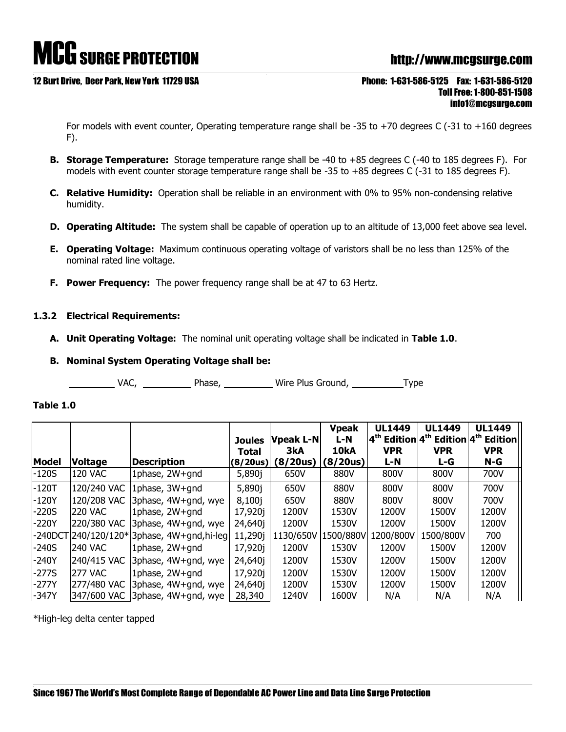For models with event counter, Operating temperature range shall be -35 to +70 degrees C (-31 to +160 degrees F).

**B. Storage Temperature:** Storage temperature range shall be -40 to +85 degrees C (-40 to 185 degrees F). For models with event counter storage temperature range shall be -35 to +85 degrees C (-31 to 185 degrees F).

**C. Relative Humidity:** Operation shall be reliable in an environment with 0% to 95% non-condensing relative humidity.

**D. Operating Altitude:** The system shall be capable of operation up to an altitude of 13,000 feet above sea level.

**E. Operating Voltage:** Maximum continuous operating voltage of varistors shall be no less than 125% of the nominal rated line voltage.

**F. Power Frequency:** The power frequency range shall be at 47 to 63 Hertz.

### 1.3.2 Electrical Requirements:

**A. Unit Operating Voltage:** The nominal unit operating voltage shall be indicated in **Table 1.0**.

**B. Nominal System Operating Voltage shall be:**

\_\_\_\_\_\_\_\_ VAC, \_\_\_\_\_\_\_\_ Phase, \_\_\_\_\_\_\_\_ Wire Plus Ground, \_\_\_\_\_\_\_\_Type

**Table 1.0**

| Model | Voltage | Description | Joules Total (8/20us) | Vpeak L-N 3kA (8/20us) | Vpeak L-N 10kA (8/20us) | UL1449 4th Edition VPR L-N | UL1449 4th Edition VPR L-G | UL1449 4th Edition VPR N-G |
|---|---|---|---|---|---|---|---|---|
| -120S | 120 VAC | 1phase, 2W+gnd | 5,890j | 650V | 880V | 800V | 800V | 700V |
| -120T | 120/240 VAC | 1phase, 3W+gnd | 5,890j | 650V | 880V | 800V | 800V | 700V |
| -120Y | 120/208 VAC | 3phase, 4W+gnd, wye | 8,100j | 650V | 880V | 800V | 800V | 700V |
| -220S | 220 VAC | 1phase, 2W+gnd | 17,920j | 1200V | 1530V | 1200V | 1500V | 1200V |
| -220Y | 220/380 VAC | 3phase, 4W+gnd, wye | 24,640j | 1200V | 1530V | 1200V | 1500V | 1200V |
| -240DCT | 240/120/120* | 3phase, 4W+gnd,hi-leg | 11,290j | 1130/650V | 1500/880V | 1200/800V | 1500/800V | 700 |
| -240S | 240 VAC | 1phase, 2W+gnd | 17,920j | 1200V | 1530V | 1200V | 1500V | 1200V |
| -240Y | 240/415 VAC | 3phase, 4W+gnd, wye | 24,640j | 1200V | 1530V | 1200V | 1500V | 1200V |
| -277S | 277 VAC | 1phase, 2W+gnd | 17,920j | 1200V | 1530V | 1200V | 1500V | 1200V |
| -277Y | 277/480 VAC | 3phase, 4W+gnd, wye | 24,640j | 1200V | 1530V | 1200V | 1500V | 1200V |
| -347Y | 347/600 VAC | 3phase, 4W+gnd, wye | 28,340 | 1240V | 1600V | N/A | N/A | N/A |

*High-leg delta center tapped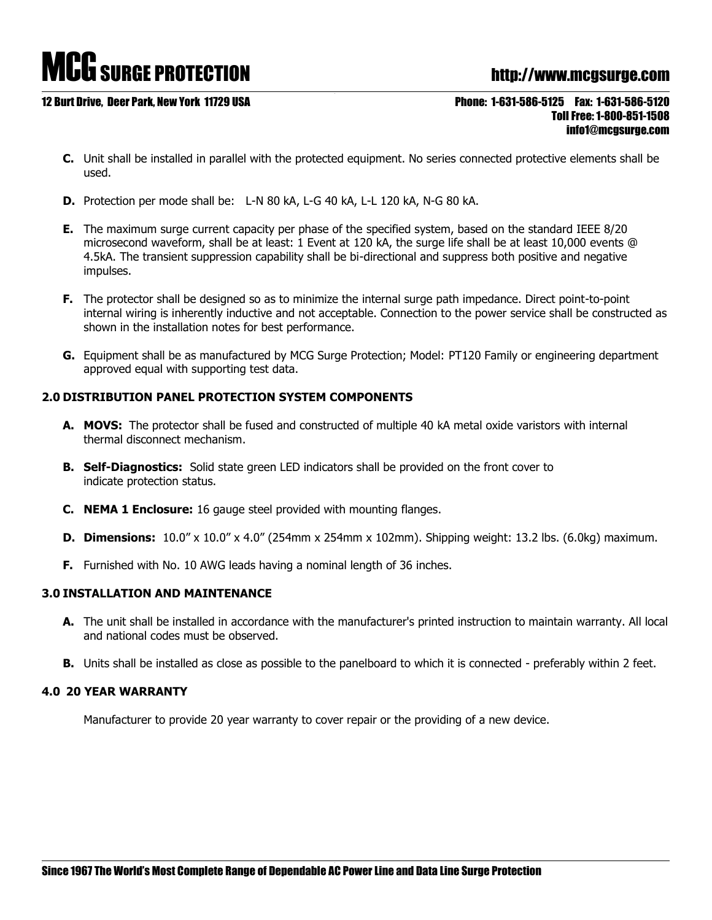C. Unit shall be installed in parallel with the protected equipment. No series connected protective elements shall be used.

D. Protection per mode shall be: L-N 80 kA, L-G 40 kA, L-L 120 kA, N-G 80 kA.

E. The maximum surge current capacity per phase of the specified system, based on the standard IEEE 8/20 microsecond waveform, shall be at least: 1 Event at 120 kA, the surge life shall be at least 10,000 events @ 4.5kA. The transient suppression capability shall be bi-directional and suppress both positive and negative impulses.

F. The protector shall be designed so as to minimize the internal surge path impedance. Direct point-to-point internal wiring is inherently inductive and not acceptable. Connection to the power service shall be constructed as shown in the installation notes for best performance.

G. Equipment shall be as manufactured by MCG Surge Protection; Model: PT120 Family or engineering department approved equal with supporting test data.

## 2.0 DISTRIBUTION PANEL PROTECTION SYSTEM COMPONENTS

A. **MOVS:** The protector shall be fused and constructed of multiple 40 kA metal oxide varistors with internal thermal disconnect mechanism.

B. **Self-Diagnostics:** Solid state green LED indicators shall be provided on the front cover to indicate protection status.

C. **NEMA 1 Enclosure:** 16 gauge steel provided with mounting flanges.

D. **Dimensions:** 10.0” x 10.0” x 4.0” (254mm x 254mm x 102mm). Shipping weight: 13.2 lbs. (6.0kg) maximum.

F. Furnished with No. 10 AWG leads having a nominal length of 36 inches.

## 3.0 INSTALLATION AND MAINTENANCE

A. The unit shall be installed in accordance with the manufacturer's printed instruction to maintain warranty. All local and national codes must be observed.

B. Units shall be installed as close as possible to the panelboard to which it is connected - preferably within 2 feet.

## 4.0 20 YEAR WARRANTY

Manufacturer to provide 20 year warranty to cover repair or the providing of a new device.